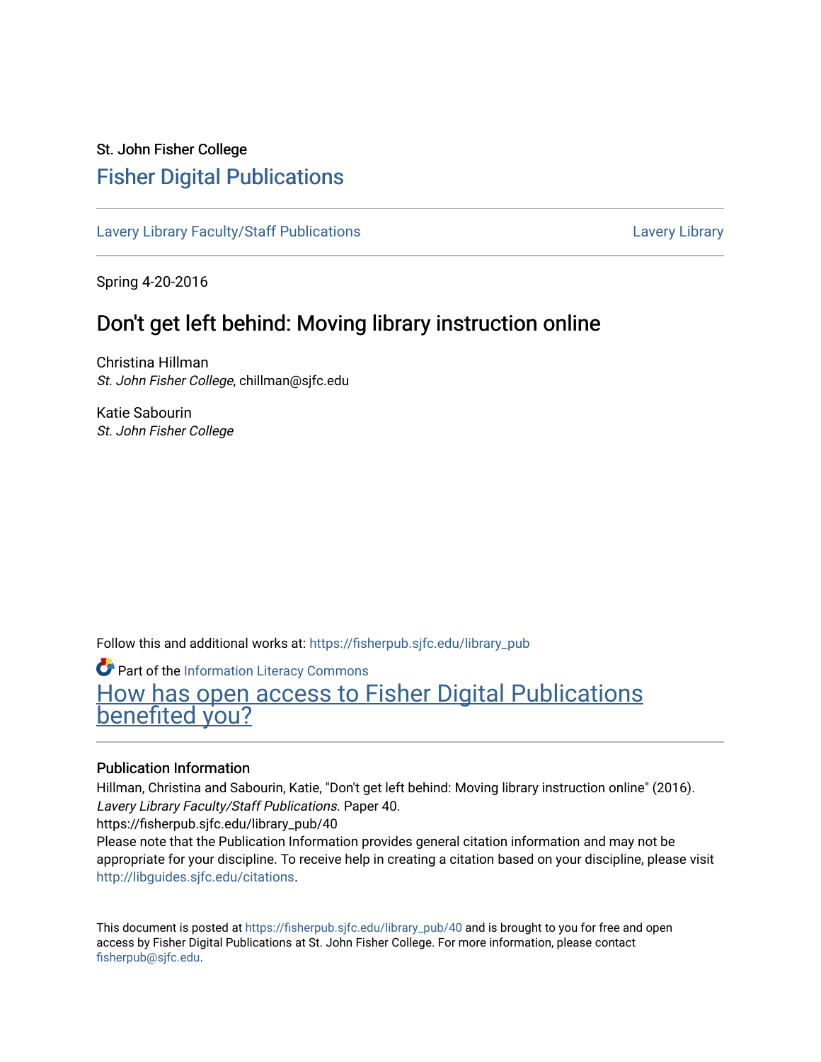St. John Fisher College

# Fisher Digital Publications

Lavery Library Faculty/Staff Publications

Lavery Library

Spring 4-20-2016

## Don't get left behind: Moving library instruction online

Christina Hillman
*St. John Fisher College*, chillman@sjfc.edu

Katie Sabourin
*St. John Fisher College*

Follow this and additional works at: https://fisherpub.sjfc.edu/library_pub

Part of the Information Literacy Commons

How has open access to Fisher Digital Publications benefited you?

### Publication Information

Hillman, Christina and Sabourin, Katie, "Don't get left behind: Moving library instruction online" (2016). *Lavery Library Faculty/Staff Publications.* Paper 40.
https://fisherpub.sjfc.edu/library_pub/40
Please note that the Publication Information provides general citation information and may not be appropriate for your discipline. To receive help in creating a citation based on your discipline, please visit http://libguides.sjfc.edu/citations.

This document is posted at https://fisherpub.sjfc.edu/library_pub/40 and is brought to you for free and open access by Fisher Digital Publications at St. John Fisher College. For more information, please contact fisherpub@sjfc.edu.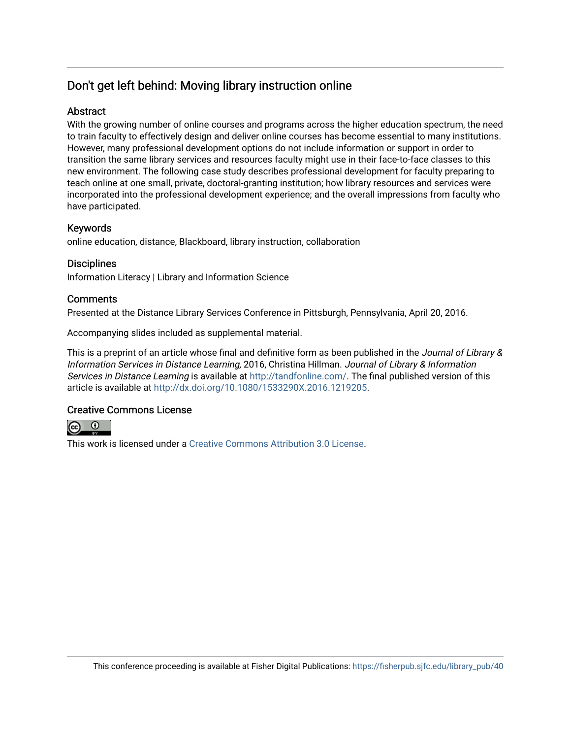# Don't get left behind: Moving library instruction online

## Abstract

With the growing number of online courses and programs across the higher education spectrum, the need to train faculty to effectively design and deliver online courses has become essential to many institutions. However, many professional development options do not include information or support in order to transition the same library services and resources faculty might use in their face-to-face classes to this new environment. The following case study describes professional development for faculty preparing to teach online at one small, private, doctoral-granting institution; how library resources and services were incorporated into the professional development experience; and the overall impressions from faculty who have participated.

## Keywords

online education, distance, Blackboard, library instruction, collaboration

## Disciplines

Information Literacy | Library and Information Science

## Comments

Presented at the Distance Library Services Conference in Pittsburgh, Pennsylvania, April 20, 2016.

Accompanying slides included as supplemental material.

This is a preprint of an article whose final and definitive form as been published in the *Journal of Library & Information Services in Distance Learning,* 2016, Christina Hillman. *Journal of Library & Information Services in Distance Learning* is available at http://tandfonline.com/. The final published version of this article is available at http://dx.doi.org/10.1080/1533290X.2016.1219205.

## Creative Commons License

This work is licensed under a Creative Commons Attribution 3.0 License.

This conference proceeding is available at Fisher Digital Publications: https://fisherpub.sjfc.edu/library_pub/40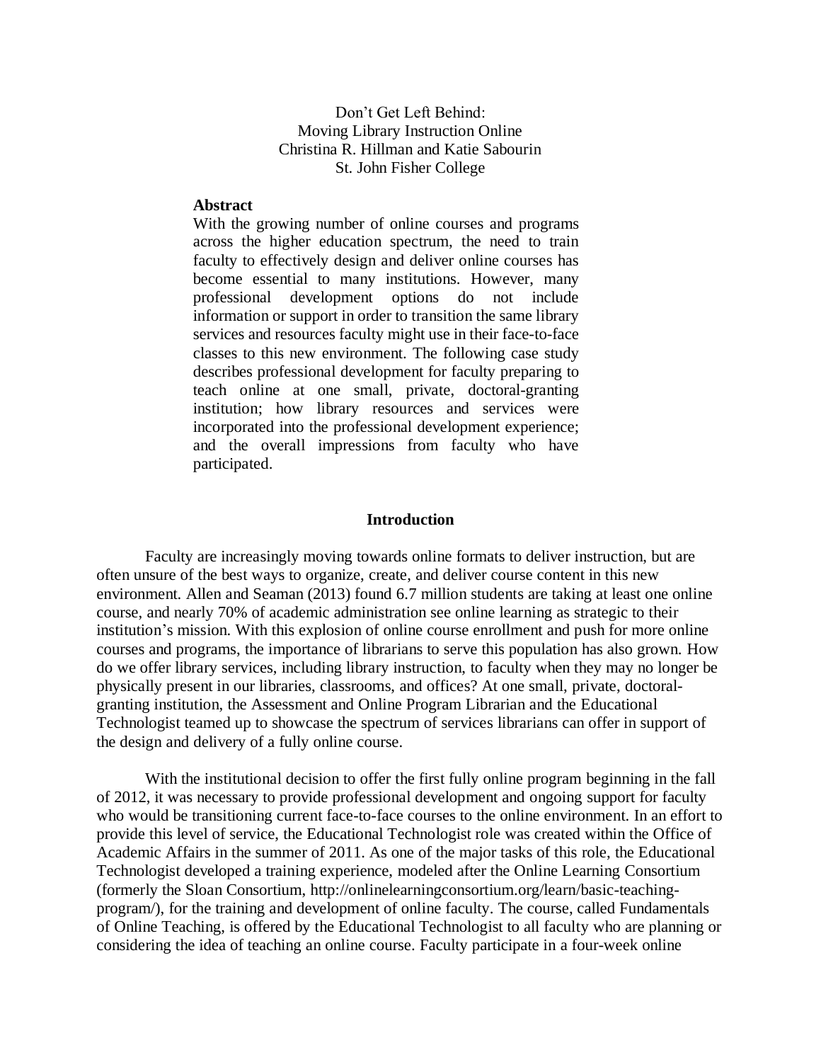# Don't Get Left Behind: Moving Library Instruction Online

Christina R. Hillman and Katie Sabourin

St. John Fisher College

**Abstract**

With the growing number of online courses and programs across the higher education spectrum, the need to train faculty to effectively design and deliver online courses has become essential to many institutions. However, many professional development options do not include information or support in order to transition the same library services and resources faculty might use in their face-to-face classes to this new environment. The following case study describes professional development for faculty preparing to teach online at one small, private, doctoral-granting institution; how library resources and services were incorporated into the professional development experience; and the overall impressions from faculty who have participated.

## Introduction

Faculty are increasingly moving towards online formats to deliver instruction, but are often unsure of the best ways to organize, create, and deliver course content in this new environment. Allen and Seaman (2013) found 6.7 million students are taking at least one online course, and nearly 70% of academic administration see online learning as strategic to their institution's mission. With this explosion of online course enrollment and push for more online courses and programs, the importance of librarians to serve this population has also grown. How do we offer library services, including library instruction, to faculty when they may no longer be physically present in our libraries, classrooms, and offices? At one small, private, doctoral-granting institution, the Assessment and Online Program Librarian and the Educational Technologist teamed up to showcase the spectrum of services librarians can offer in support of the design and delivery of a fully online course.

With the institutional decision to offer the first fully online program beginning in the fall of 2012, it was necessary to provide professional development and ongoing support for faculty who would be transitioning current face-to-face courses to the online environment. In an effort to provide this level of service, the Educational Technologist role was created within the Office of Academic Affairs in the summer of 2011. As one of the major tasks of this role, the Educational Technologist developed a training experience, modeled after the Online Learning Consortium (formerly the Sloan Consortium, http://onlinelearningconsortium.org/learn/basic-teaching-program/), for the training and development of online faculty. The course, called Fundamentals of Online Teaching, is offered by the Educational Technologist to all faculty who are planning or considering the idea of teaching an online course. Faculty participate in a four-week online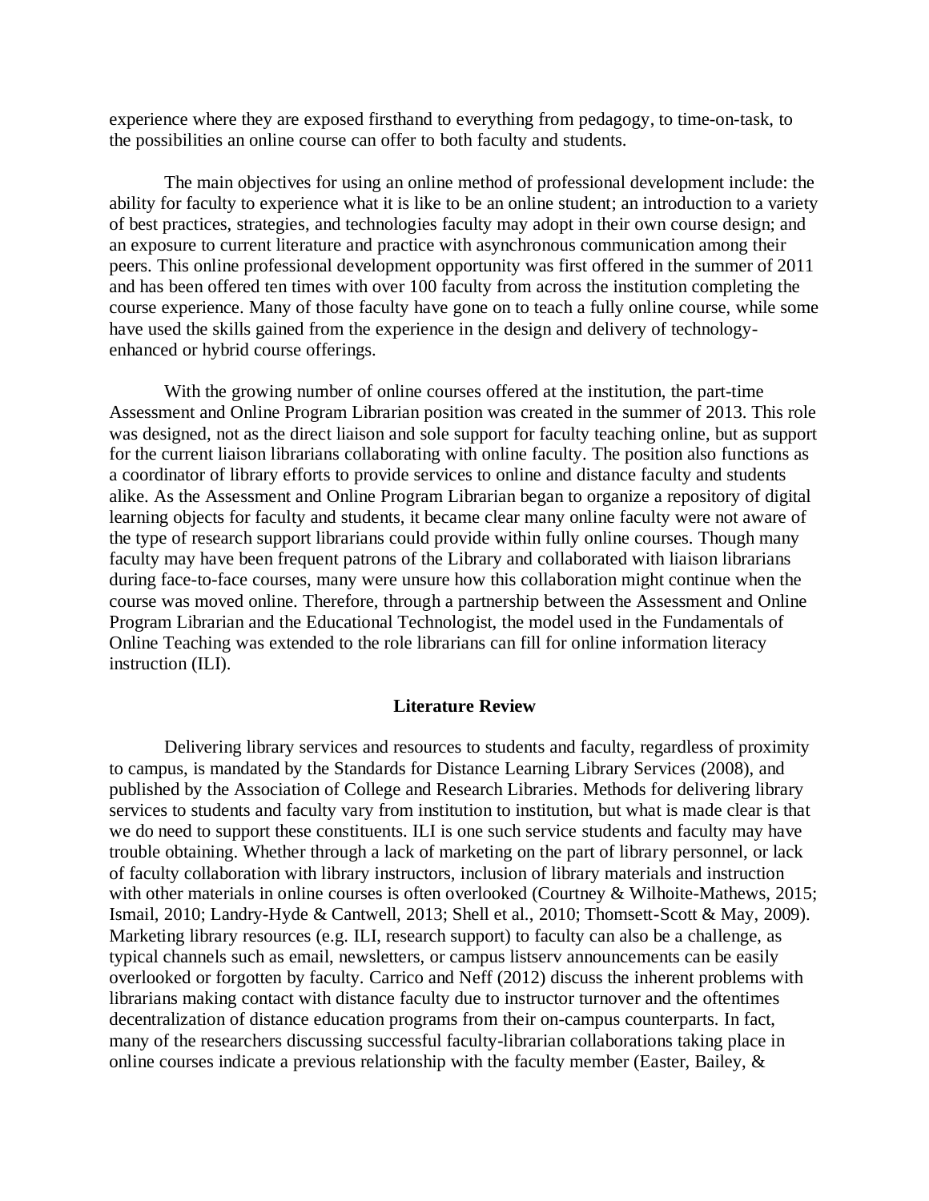experience where they are exposed firsthand to everything from pedagogy, to time-on-task, to the possibilities an online course can offer to both faculty and students.

The main objectives for using an online method of professional development include: the ability for faculty to experience what it is like to be an online student; an introduction to a variety of best practices, strategies, and technologies faculty may adopt in their own course design; and an exposure to current literature and practice with asynchronous communication among their peers. This online professional development opportunity was first offered in the summer of 2011 and has been offered ten times with over 100 faculty from across the institution completing the course experience. Many of those faculty have gone on to teach a fully online course, while some have used the skills gained from the experience in the design and delivery of technology-enhanced or hybrid course offerings.

With the growing number of online courses offered at the institution, the part-time Assessment and Online Program Librarian position was created in the summer of 2013. This role was designed, not as the direct liaison and sole support for faculty teaching online, but as support for the current liaison librarians collaborating with online faculty. The position also functions as a coordinator of library efforts to provide services to online and distance faculty and students alike. As the Assessment and Online Program Librarian began to organize a repository of digital learning objects for faculty and students, it became clear many online faculty were not aware of the type of research support librarians could provide within fully online courses. Though many faculty may have been frequent patrons of the Library and collaborated with liaison librarians during face-to-face courses, many were unsure how this collaboration might continue when the course was moved online. Therefore, through a partnership between the Assessment and Online Program Librarian and the Educational Technologist, the model used in the Fundamentals of Online Teaching was extended to the role librarians can fill for online information literacy instruction (ILI).

## Literature Review

Delivering library services and resources to students and faculty, regardless of proximity to campus, is mandated by the Standards for Distance Learning Library Services (2008), and published by the Association of College and Research Libraries. Methods for delivering library services to students and faculty vary from institution to institution, but what is made clear is that we do need to support these constituents. ILI is one such service students and faculty may have trouble obtaining. Whether through a lack of marketing on the part of library personnel, or lack of faculty collaboration with library instructors, inclusion of library materials and instruction with other materials in online courses is often overlooked (Courtney & Wilhoite-Mathews, 2015; Ismail, 2010; Landry-Hyde & Cantwell, 2013; Shell et al., 2010; Thomsett-Scott & May, 2009). Marketing library resources (e.g. ILI, research support) to faculty can also be a challenge, as typical channels such as email, newsletters, or campus listserv announcements can be easily overlooked or forgotten by faculty. Carrico and Neff (2012) discuss the inherent problems with librarians making contact with distance faculty due to instructor turnover and the oftentimes decentralization of distance education programs from their on-campus counterparts. In fact, many of the researchers discussing successful faculty-librarian collaborations taking place in online courses indicate a previous relationship with the faculty member (Easter, Bailey, &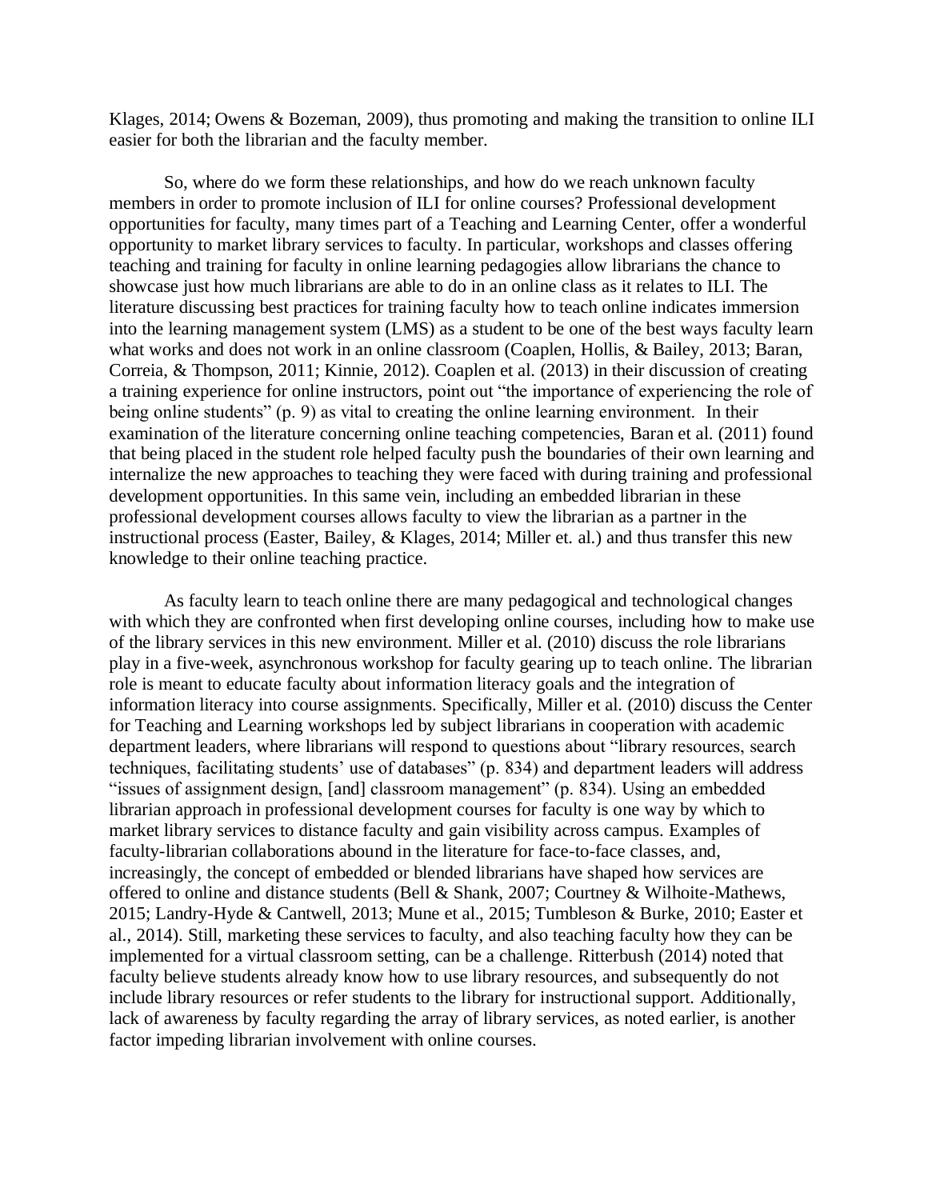Klages, 2014; Owens & Bozeman, 2009), thus promoting and making the transition to online ILI easier for both the librarian and the faculty member.

So, where do we form these relationships, and how do we reach unknown faculty members in order to promote inclusion of ILI for online courses? Professional development opportunities for faculty, many times part of a Teaching and Learning Center, offer a wonderful opportunity to market library services to faculty. In particular, workshops and classes offering teaching and training for faculty in online learning pedagogies allow librarians the chance to showcase just how much librarians are able to do in an online class as it relates to ILI. The literature discussing best practices for training faculty how to teach online indicates immersion into the learning management system (LMS) as a student to be one of the best ways faculty learn what works and does not work in an online classroom (Coaplen, Hollis, & Bailey, 2013; Baran, Correia, & Thompson, 2011; Kinnie, 2012). Coaplen et al. (2013) in their discussion of creating a training experience for online instructors, point out "the importance of experiencing the role of being online students" (p. 9) as vital to creating the online learning environment. In their examination of the literature concerning online teaching competencies, Baran et al. (2011) found that being placed in the student role helped faculty push the boundaries of their own learning and internalize the new approaches to teaching they were faced with during training and professional development opportunities. In this same vein, including an embedded librarian in these professional development courses allows faculty to view the librarian as a partner in the instructional process (Easter, Bailey, & Klages, 2014; Miller et. al.) and thus transfer this new knowledge to their online teaching practice.

As faculty learn to teach online there are many pedagogical and technological changes with which they are confronted when first developing online courses, including how to make use of the library services in this new environment. Miller et al. (2010) discuss the role librarians play in a five-week, asynchronous workshop for faculty gearing up to teach online. The librarian role is meant to educate faculty about information literacy goals and the integration of information literacy into course assignments. Specifically, Miller et al. (2010) discuss the Center for Teaching and Learning workshops led by subject librarians in cooperation with academic department leaders, where librarians will respond to questions about "library resources, search techniques, facilitating students' use of databases" (p. 834) and department leaders will address "issues of assignment design, [and] classroom management" (p. 834). Using an embedded librarian approach in professional development courses for faculty is one way by which to market library services to distance faculty and gain visibility across campus. Examples of faculty-librarian collaborations abound in the literature for face-to-face classes, and, increasingly, the concept of embedded or blended librarians have shaped how services are offered to online and distance students (Bell & Shank, 2007; Courtney & Wilhoite-Mathews, 2015; Landry-Hyde & Cantwell, 2013; Mune et al., 2015; Tumbleson & Burke, 2010; Easter et al., 2014). Still, marketing these services to faculty, and also teaching faculty how they can be implemented for a virtual classroom setting, can be a challenge. Ritterbush (2014) noted that faculty believe students already know how to use library resources, and subsequently do not include library resources or refer students to the library for instructional support. Additionally, lack of awareness by faculty regarding the array of library services, as noted earlier, is another factor impeding librarian involvement with online courses.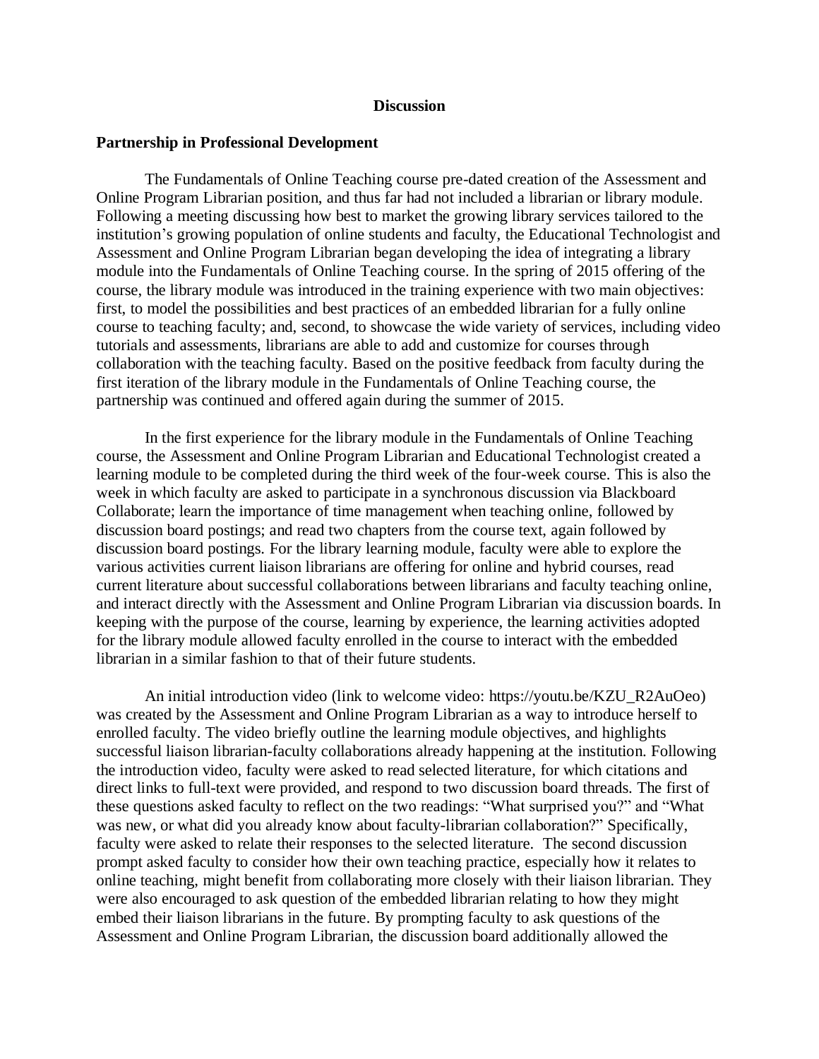## Discussion

### Partnership in Professional Development

The Fundamentals of Online Teaching course pre-dated creation of the Assessment and Online Program Librarian position, and thus far had not included a librarian or library module. Following a meeting discussing how best to market the growing library services tailored to the institution's growing population of online students and faculty, the Educational Technologist and Assessment and Online Program Librarian began developing the idea of integrating a library module into the Fundamentals of Online Teaching course. In the spring of 2015 offering of the course, the library module was introduced in the training experience with two main objectives: first, to model the possibilities and best practices of an embedded librarian for a fully online course to teaching faculty; and, second, to showcase the wide variety of services, including video tutorials and assessments, librarians are able to add and customize for courses through collaboration with the teaching faculty. Based on the positive feedback from faculty during the first iteration of the library module in the Fundamentals of Online Teaching course, the partnership was continued and offered again during the summer of 2015.

In the first experience for the library module in the Fundamentals of Online Teaching course, the Assessment and Online Program Librarian and Educational Technologist created a learning module to be completed during the third week of the four-week course. This is also the week in which faculty are asked to participate in a synchronous discussion via Blackboard Collaborate; learn the importance of time management when teaching online, followed by discussion board postings; and read two chapters from the course text, again followed by discussion board postings. For the library learning module, faculty were able to explore the various activities current liaison librarians are offering for online and hybrid courses, read current literature about successful collaborations between librarians and faculty teaching online, and interact directly with the Assessment and Online Program Librarian via discussion boards. In keeping with the purpose of the course, learning by experience, the learning activities adopted for the library module allowed faculty enrolled in the course to interact with the embedded librarian in a similar fashion to that of their future students.

An initial introduction video (link to welcome video: https://youtu.be/KZU_R2AuOeo) was created by the Assessment and Online Program Librarian as a way to introduce herself to enrolled faculty. The video briefly outline the learning module objectives, and highlights successful liaison librarian-faculty collaborations already happening at the institution. Following the introduction video, faculty were asked to read selected literature, for which citations and direct links to full-text were provided, and respond to two discussion board threads. The first of these questions asked faculty to reflect on the two readings: "What surprised you?" and "What was new, or what did you already know about faculty-librarian collaboration?" Specifically, faculty were asked to relate their responses to the selected literature. The second discussion prompt asked faculty to consider how their own teaching practice, especially how it relates to online teaching, might benefit from collaborating more closely with their liaison librarian. They were also encouraged to ask question of the embedded librarian relating to how they might embed their liaison librarians in the future. By prompting faculty to ask questions of the Assessment and Online Program Librarian, the discussion board additionally allowed the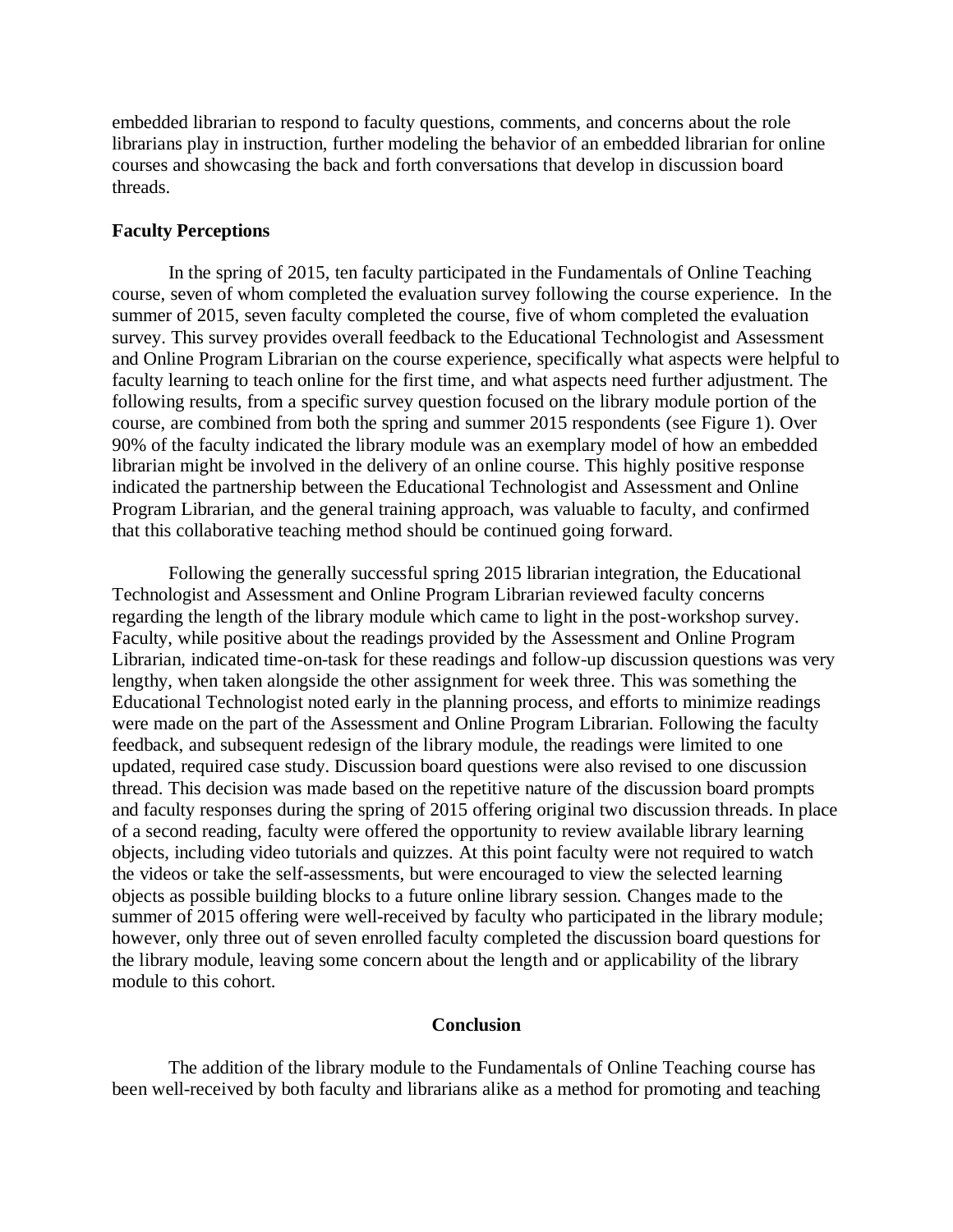embedded librarian to respond to faculty questions, comments, and concerns about the role librarians play in instruction, further modeling the behavior of an embedded librarian for online courses and showcasing the back and forth conversations that develop in discussion board threads.

**Faculty Perceptions**

In the spring of 2015, ten faculty participated in the Fundamentals of Online Teaching course, seven of whom completed the evaluation survey following the course experience. In the summer of 2015, seven faculty completed the course, five of whom completed the evaluation survey. This survey provides overall feedback to the Educational Technologist and Assessment and Online Program Librarian on the course experience, specifically what aspects were helpful to faculty learning to teach online for the first time, and what aspects need further adjustment. The following results, from a specific survey question focused on the library module portion of the course, are combined from both the spring and summer 2015 respondents (see Figure 1). Over 90% of the faculty indicated the library module was an exemplary model of how an embedded librarian might be involved in the delivery of an online course. This highly positive response indicated the partnership between the Educational Technologist and Assessment and Online Program Librarian, and the general training approach, was valuable to faculty, and confirmed that this collaborative teaching method should be continued going forward.

Following the generally successful spring 2015 librarian integration, the Educational Technologist and Assessment and Online Program Librarian reviewed faculty concerns regarding the length of the library module which came to light in the post-workshop survey. Faculty, while positive about the readings provided by the Assessment and Online Program Librarian, indicated time-on-task for these readings and follow-up discussion questions was very lengthy, when taken alongside the other assignment for week three. This was something the Educational Technologist noted early in the planning process, and efforts to minimize readings were made on the part of the Assessment and Online Program Librarian. Following the faculty feedback, and subsequent redesign of the library module, the readings were limited to one updated, required case study. Discussion board questions were also revised to one discussion thread. This decision was made based on the repetitive nature of the discussion board prompts and faculty responses during the spring of 2015 offering original two discussion threads. In place of a second reading, faculty were offered the opportunity to review available library learning objects, including video tutorials and quizzes. At this point faculty were not required to watch the videos or take the self-assessments, but were encouraged to view the selected learning objects as possible building blocks to a future online library session. Changes made to the summer of 2015 offering were well-received by faculty who participated in the library module; however, only three out of seven enrolled faculty completed the discussion board questions for the library module, leaving some concern about the length and or applicability of the library module to this cohort.

## Conclusion

The addition of the library module to the Fundamentals of Online Teaching course has been well-received by both faculty and librarians alike as a method for promoting and teaching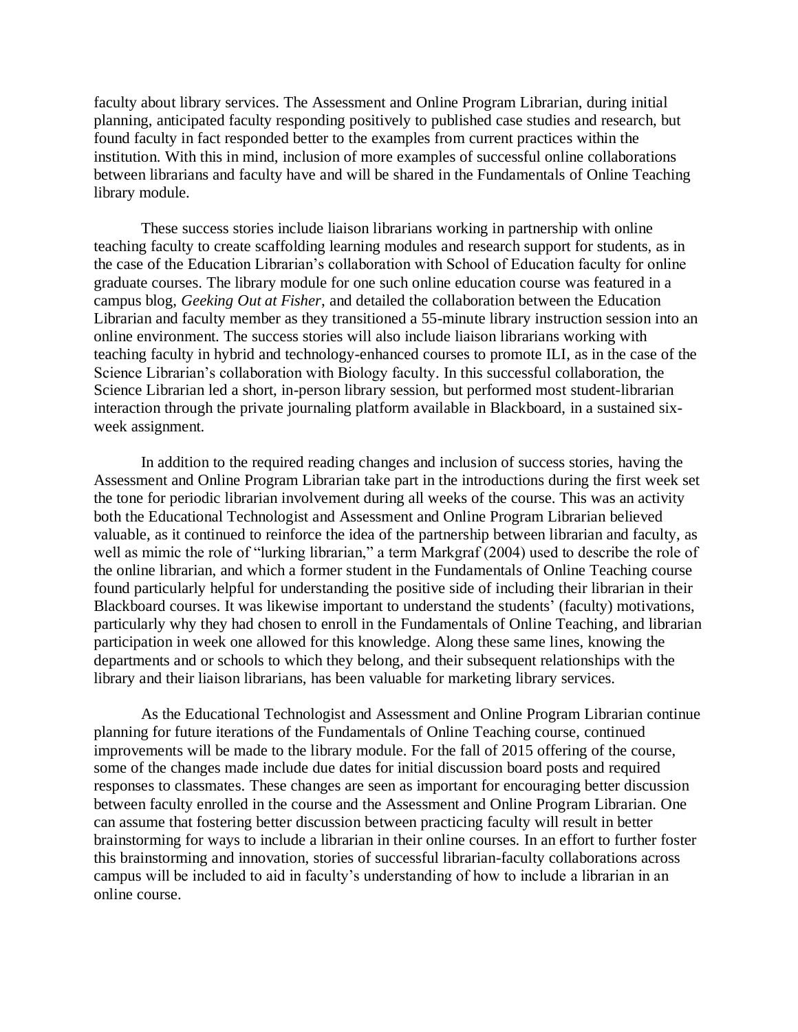faculty about library services. The Assessment and Online Program Librarian, during initial planning, anticipated faculty responding positively to published case studies and research, but found faculty in fact responded better to the examples from current practices within the institution. With this in mind, inclusion of more examples of successful online collaborations between librarians and faculty have and will be shared in the Fundamentals of Online Teaching library module.

These success stories include liaison librarians working in partnership with online teaching faculty to create scaffolding learning modules and research support for students, as in the case of the Education Librarian's collaboration with School of Education faculty for online graduate courses. The library module for one such online education course was featured in a campus blog, *Geeking Out at Fisher*, and detailed the collaboration between the Education Librarian and faculty member as they transitioned a 55-minute library instruction session into an online environment. The success stories will also include liaison librarians working with teaching faculty in hybrid and technology-enhanced courses to promote ILI, as in the case of the Science Librarian's collaboration with Biology faculty. In this successful collaboration, the Science Librarian led a short, in-person library session, but performed most student-librarian interaction through the private journaling platform available in Blackboard, in a sustained six-week assignment.

In addition to the required reading changes and inclusion of success stories, having the Assessment and Online Program Librarian take part in the introductions during the first week set the tone for periodic librarian involvement during all weeks of the course. This was an activity both the Educational Technologist and Assessment and Online Program Librarian believed valuable, as it continued to reinforce the idea of the partnership between librarian and faculty, as well as mimic the role of "lurking librarian," a term Markgraf (2004) used to describe the role of the online librarian, and which a former student in the Fundamentals of Online Teaching course found particularly helpful for understanding the positive side of including their librarian in their Blackboard courses. It was likewise important to understand the students' (faculty) motivations, particularly why they had chosen to enroll in the Fundamentals of Online Teaching, and librarian participation in week one allowed for this knowledge. Along these same lines, knowing the departments and or schools to which they belong, and their subsequent relationships with the library and their liaison librarians, has been valuable for marketing library services.

As the Educational Technologist and Assessment and Online Program Librarian continue planning for future iterations of the Fundamentals of Online Teaching course, continued improvements will be made to the library module. For the fall of 2015 offering of the course, some of the changes made include due dates for initial discussion board posts and required responses to classmates. These changes are seen as important for encouraging better discussion between faculty enrolled in the course and the Assessment and Online Program Librarian. One can assume that fostering better discussion between practicing faculty will result in better brainstorming for ways to include a librarian in their online courses. In an effort to further foster this brainstorming and innovation, stories of successful librarian-faculty collaborations across campus will be included to aid in faculty's understanding of how to include a librarian in an online course.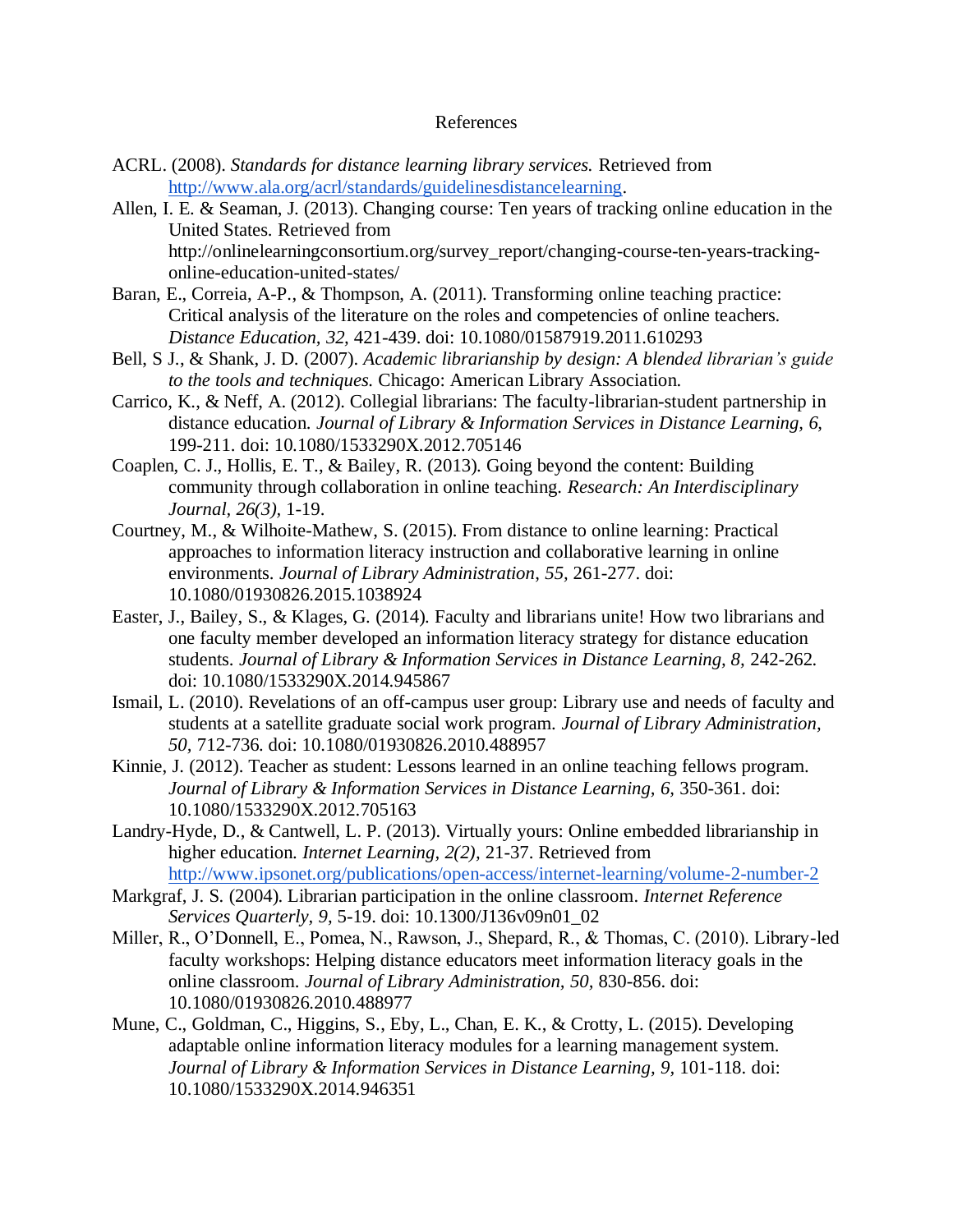# References

ACRL. (2008). *Standards for distance learning library services.* Retrieved from http://www.ala.org/acrl/standards/guidelinesdistancelearning.

Allen, I. E. & Seaman, J. (2013). Changing course: Ten years of tracking online education in the United States. Retrieved from http://onlinelearningconsortium.org/survey_report/changing-course-ten-years-tracking-online-education-united-states/

Baran, E., Correia, A-P., & Thompson, A. (2011). Transforming online teaching practice: Critical analysis of the literature on the roles and competencies of online teachers. *Distance Education, 32,* 421-439. doi: 10.1080/01587919.2011.610293

Bell, S J., & Shank, J. D. (2007). *Academic librarianship by design: A blended librarian's guide to the tools and techniques.* Chicago: American Library Association.

Carrico, K., & Neff, A. (2012). Collegial librarians: The faculty-librarian-student partnership in distance education. *Journal of Library & Information Services in Distance Learning, 6,* 199-211. doi: 10.1080/1533290X.2012.705146

Coaplen, C. J., Hollis, E. T., & Bailey, R. (2013). Going beyond the content: Building community through collaboration in online teaching. *Research: An Interdisciplinary Journal, 26(3),* 1-19.

Courtney, M., & Wilhoite-Mathew, S. (2015). From distance to online learning: Practical approaches to information literacy instruction and collaborative learning in online environments. *Journal of Library Administration, 55,* 261-277. doi: 10.1080/01930826.2015.1038924

Easter, J., Bailey, S., & Klages, G. (2014). Faculty and librarians unite! How two librarians and one faculty member developed an information literacy strategy for distance education students. *Journal of Library & Information Services in Distance Learning, 8,* 242-262. doi: 10.1080/1533290X.2014.945867

Ismail, L. (2010). Revelations of an off-campus user group: Library use and needs of faculty and students at a satellite graduate social work program. *Journal of Library Administration, 50,* 712-736. doi: 10.1080/01930826.2010.488957

Kinnie, J. (2012). Teacher as student: Lessons learned in an online teaching fellows program. *Journal of Library & Information Services in Distance Learning, 6,* 350-361. doi: 10.1080/1533290X.2012.705163

Landry-Hyde, D., & Cantwell, L. P. (2013). Virtually yours: Online embedded librarianship in higher education. *Internet Learning, 2(2),* 21-37. Retrieved from http://www.ipsonet.org/publications/open-access/internet-learning/volume-2-number-2

Markgraf, J. S. (2004). Librarian participation in the online classroom. *Internet Reference Services Quarterly, 9,* 5-19. doi: 10.1300/J136v09n01_02

Miller, R., O'Donnell, E., Pomea, N., Rawson, J., Shepard, R., & Thomas, C. (2010). Library-led faculty workshops: Helping distance educators meet information literacy goals in the online classroom. *Journal of Library Administration, 50,* 830-856. doi: 10.1080/01930826.2010.488977

Mune, C., Goldman, C., Higgins, S., Eby, L., Chan, E. K., & Crotty, L. (2015). Developing adaptable online information literacy modules for a learning management system. *Journal of Library & Information Services in Distance Learning, 9,* 101-118. doi: 10.1080/1533290X.2014.946351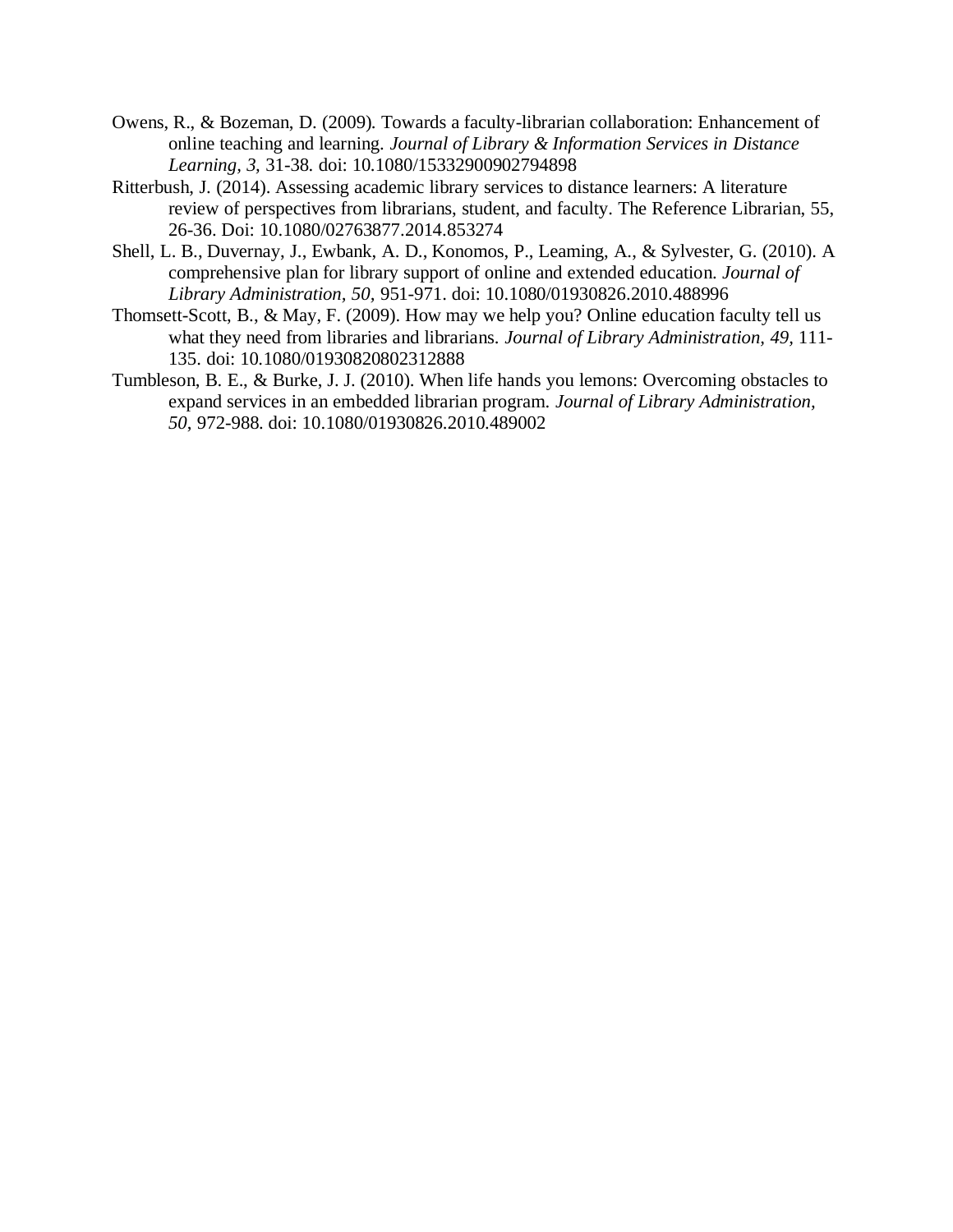Owens, R., & Bozeman, D. (2009). Towards a faculty-librarian collaboration: Enhancement of online teaching and learning. *Journal of Library & Information Services in Distance Learning, 3,* 31-38. doi: 10.1080/15332900902794898

Ritterbush, J. (2014). Assessing academic library services to distance learners: A literature review of perspectives from librarians, student, and faculty. The Reference Librarian, 55, 26-36. Doi: 10.1080/02763877.2014.853274

Shell, L. B., Duvernay, J., Ewbank, A. D., Konomos, P., Leaming, A., & Sylvester, G. (2010). A comprehensive plan for library support of online and extended education. *Journal of Library Administration, 50,* 951-971. doi: 10.1080/01930826.2010.488996

Thomsett-Scott, B., & May, F. (2009). How may we help you? Online education faculty tell us what they need from libraries and librarians. *Journal of Library Administration, 49,* 111-135. doi: 10.1080/01930820802312888

Tumbleson, B. E., & Burke, J. J. (2010). When life hands you lemons: Overcoming obstacles to expand services in an embedded librarian program. *Journal of Library Administration, 50*, 972-988. doi: 10.1080/01930826.2010.489002